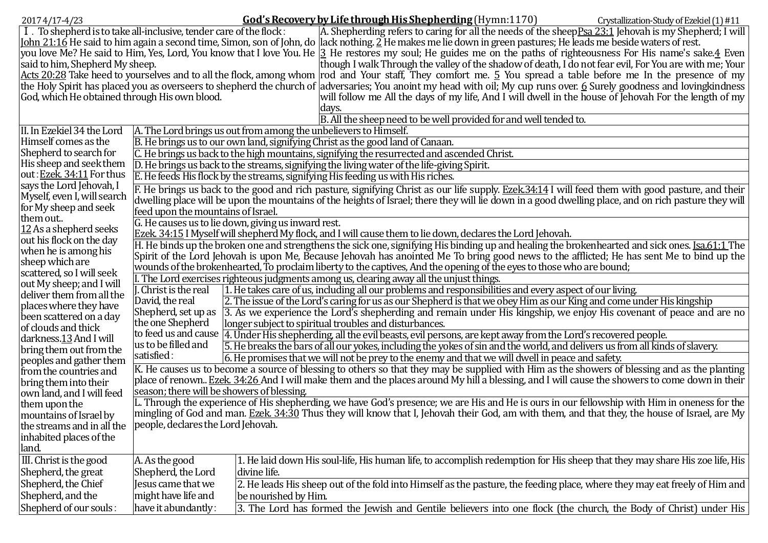2017 4/17-4/23

# God's Recovery by Life through His Shepherding (Hymn:1170)

Crystallization-Study of Ezekiel (1) #11

**Ⅰ. To shepherd is to take all-inclusive, tender care of the flock:**

John 21:16 He said to him again a second time, Simon, son of John, do you love Me? He said to Him, Yes, Lord, You know that I love You. He said to him, Shepherd My sheep.

Acts 20:28 Take heed to yourselves and to all the flock, among whom the Holy Spirit has placed you as overseers to shepherd the church of God, which He obtained through His own blood.

A. Shepherding refers to caring for all the needs of the sheep Psa 23:1 Jehovah is my Shepherd; I will lack nothing. 2 He makes me lie down in green pastures; He leads me beside waters of rest. 3 He restores my soul; He guides me on the paths of righteousness For His name's sake. 4 Even though I walk Through the valley of the shadow of death, I do not fear evil, For You are with me; Your rod and Your staff, They comfort me. 5 You spread a table before me In the presence of my adversaries; You anoint my head with oil; My cup runs over. 6 Surely goodness and lovingkindness will follow me All the days of my life, And I will dwell in the house of Jehovah For the length of my days.

B. All the sheep need to be well provided for and well tended to.

**II. In Ezekiel 34 the Lord Himself comes as the Shepherd to search for His sheep and seek them out:** Ezek. 34:11 For thus says the Lord Jehovah, I Myself, even I, will search for My sheep and seek them out.. 12 As a shepherd seeks out his flock on the day when he is among his sheep which are scattered, so I will seek out My sheep; and I will deliver them from all the places where they have been scattered on a day of clouds and thick darkness. 13 And I will bring them out from the peoples and gather them from the countries and bring them into their own land, and I will feed them upon the mountains of Israel by the streams and in all the inhabited places of the land.

A. The Lord brings us out from among the unbelievers to Himself.

B. He brings us to our own land, signifying Christ as the good land of Canaan.

C. He brings us back to the high mountains, signifying the resurrected and ascended Christ.

D. He brings us back to the streams, signifying the living water of the life-giving Spirit.

E. He feeds His flock by the streams, signifying His feeding us with His riches.

F. He brings us back to the good and rich pasture, signifying Christ as our life supply. Ezek.34:14 I will feed them with good pasture, and their dwelling place will be upon the mountains of the heights of Israel; there they will lie down in a good dwelling place, and on rich pasture they will feed upon the mountains of Israel.

G. He causes us to lie down, giving us inward rest.
Ezek. 34:15 I Myself will shepherd My flock, and I will cause them to lie down, declares the Lord Jehovah.

H. He binds up the broken one and strengthens the sick one, signifying His binding up and healing the brokenhearted and sick ones. Isa.61:1 The Spirit of the Lord Jehovah is upon Me, Because Jehovah has anointed Me To bring good news to the afflicted; He has sent Me to bind up the wounds of the brokenhearted, To proclaim liberty to the captives, And the opening of the eyes to those who are bound;

I. The Lord exercises righteous judgments among us, clearing away all the unjust things.

J. Christ is the real David, the real Shepherd, set up as the one Shepherd to feed us and cause us to be filled and satisfied:

1. He takes care of us, including all our problems and responsibilities and every aspect of our living.
2. The issue of the Lord's caring for us as our Shepherd is that we obey Him as our King and come under His kingship
3. As we experience the Lord's shepherding and remain under His kingship, we enjoy His covenant of peace and are no longer subject to spiritual troubles and disturbances.
4. Under His shepherding, all the evil beasts, evil persons, are kept away from the Lord's recovered people.
5. He breaks the bars of all our yokes, including the yokes of sin and the world, and delivers us from all kinds of slavery.
6. He promises that we will not be prey to the enemy and that we will dwell in peace and safety.

K. He causes us to become a source of blessing to others so that they may be supplied with Him as the showers of blessing and as the planting place of renown.. Ezek. 34:26 And I will make them and the places around My hill a blessing, and I will cause the showers to come down in their season; there will be showers of blessing.

L. Through the experience of His shepherding, we have God's presence; we are His and He is ours in our fellowship with Him in oneness for the mingling of God and man. Ezek. 34:30 Thus they will know that I, Jehovah their God, am with them, and that they, the house of Israel, are My people, declares the Lord Jehovah.

**III. Christ is the good Shepherd, the great Shepherd, the Chief Shepherd, and the Shepherd of our souls:**

A. As the good Shepherd, the Lord Jesus came that we might have life and have it abundantly:

1. He laid down His soul-life, His human life, to accomplish redemption for His sheep that they may share His zoe life, His divine life.
2. He leads His sheep out of the fold into Himself as the pasture, the feeding place, where they may eat freely of Him and be nourished by Him.
3. The Lord has formed the Jewish and Gentile believers into one flock (the church, the Body of Christ) under His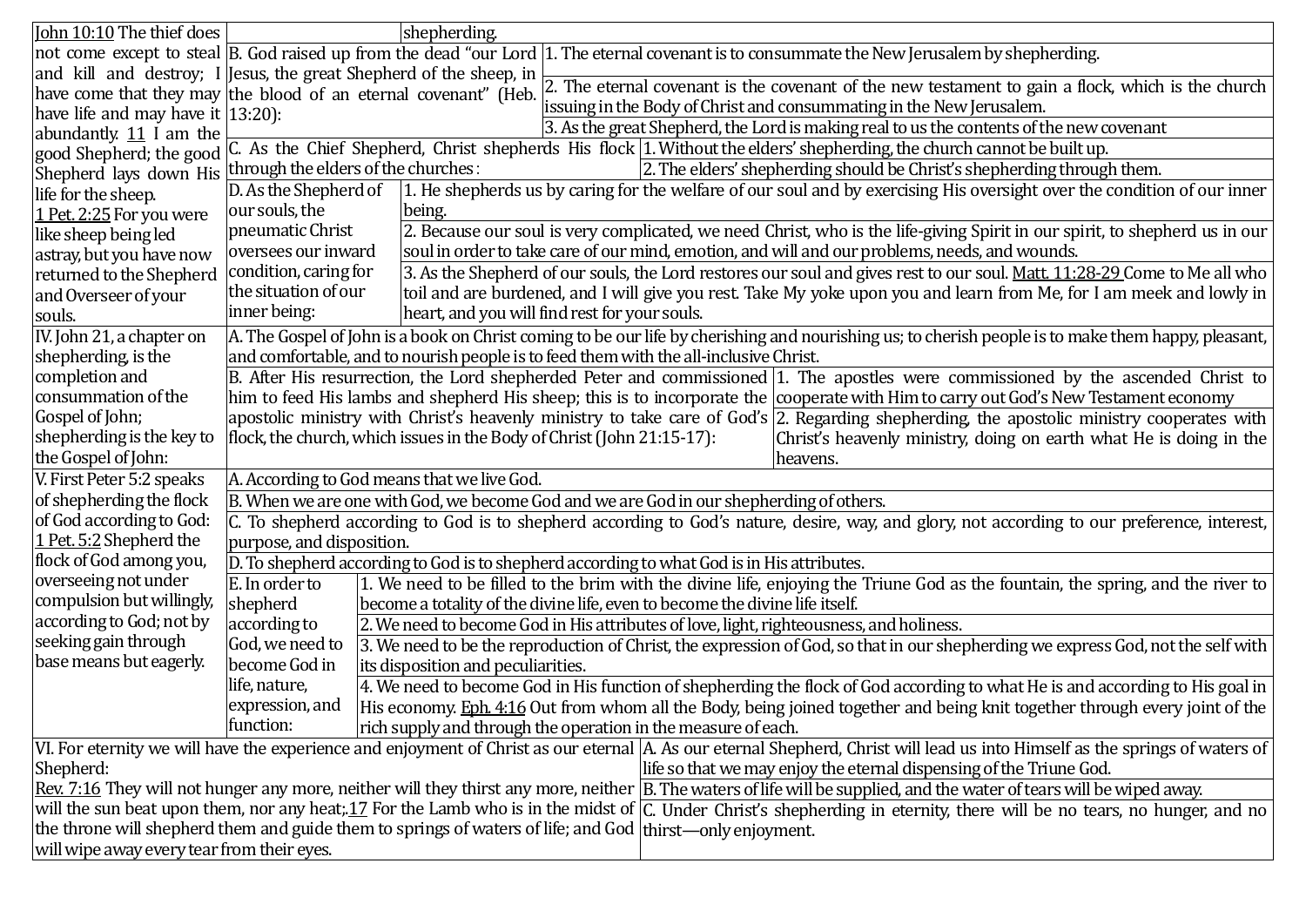| | | | |
|---|---|---|---|
| John 10:10 The thief does not come except to steal and kill and destroy; I have come that they may have life and may have it abundantly. 11 I am the good Shepherd; the good Shepherd lays down His life for the sheep.<br>1 Pet. 2:25 For you were like sheep being led astray, but you have now returned to the Shepherd and Overseer of your souls. | | shepherding. | |
| | B. God raised up from the dead "our Lord Jesus, the great Shepherd of the sheep, in the blood of an eternal covenant" (Heb. 13:20): | 1. The eternal covenant is to consummate the New Jerusalem by shepherding. | |
| | | 2. The eternal covenant is the covenant of the new testament to gain a flock, which is the church issuing in the Body of Christ and consummating in the New Jerusalem. | |
| | | 3. As the great Shepherd, the Lord is making real to us the contents of the new covenant | |
| | C. As the Chief Shepherd, Christ shepherds His flock through the elders of the churches: | 1. Without the elders' shepherding, the church cannot be built up. | |
| | | 2. The elders' shepherding should be Christ's shepherding through them. | |
| | D. As the Shepherd of our souls, the pneumatic Christ oversees our inward condition, caring for the situation of our inner being: | 1. He shepherds us by caring for the welfare of our soul and by exercising His oversight over the condition of our inner being. | |
| | | 2. Because our soul is very complicated, we need Christ, who is the life-giving Spirit in our spirit, to shepherd us in our soul in order to take care of our mind, emotion, and will and our problems, needs, and wounds. | |
| | | 3. As the Shepherd of our souls, the Lord restores our soul and gives rest to our soul. Matt. 11:28-29 Come to Me all who toil and are burdened, and I will give you rest. Take My yoke upon you and learn from Me, for I am meek and lowly in heart, and you will find rest for your souls. | |
| IV. John 21, a chapter on shepherding, is the completion and consummation of the Gospel of John; shepherding is the key to the Gospel of John: | A. The Gospel of John is a book on Christ coming to be our life by cherishing and nourishing us; to cherish people is to make them happy, pleasant, and comfortable, and to nourish people is to feed them with the all-inclusive Christ. | | |
| | B. After His resurrection, the Lord shepherded Peter and commissioned him to feed His lambs and shepherd His sheep; this is to incorporate the apostolic ministry with Christ's heavenly ministry to take care of God's flock, the church, which issues in the Body of Christ (John 21:15-17): | 1. The apostles were commissioned by the ascended Christ to cooperate with Him to carry out God's New Testament economy | |
| | | 2. Regarding shepherding, the apostolic ministry cooperates with Christ's heavenly ministry, doing on earth what He is doing in the heavens. | |
| V. First Peter 5:2 speaks of shepherding the flock of God according to God:<br>1 Pet. 5:2 Shepherd the flock of God among you, overseeing not under compulsion but willingly, according to God; not by seeking gain through base means but eagerly. | A. According to God means that we live God. | | |
| | B. When we are one with God, we become God and we are God in our shepherding of others. | | |
| | C. To shepherd according to God is to shepherd according to God's nature, desire, way, and glory, not according to our preference, interest, purpose, and disposition. | | |
| | D. To shepherd according to God is to shepherd according to what God is in His attributes. | | |
| | E. In order to shepherd according to God, we need to become God in life, nature, expression, and function: | 1. We need to be filled to the brim with the divine life, enjoying the Triune God as the fountain, the spring, and the river to become a totality of the divine life, even to become the divine life itself. | |
| | | 2. We need to become God in His attributes of love, light, righteousness, and holiness. | |
| | | 3. We need to be the reproduction of Christ, the expression of God, so that in our shepherding we express God, not the self with its disposition and peculiarities. | |
| | | 4. We need to become God in His function of shepherding the flock of God according to what He is and according to His goal in His economy. Eph. 4:16 Out from whom all the Body, being joined together and being knit together through every joint of the rich supply and through the operation in the measure of each. | |
| VI. For eternity we will have the experience and enjoyment of Christ as our eternal Shepherd:<br>Rev. 7:16 They will not hunger any more, neither will they thirst any more, neither will the sun beat upon them, nor any heat;.17 For the Lamb who is in the midst of the throne will shepherd them and guide them to springs of waters of life; and God will wipe away every tear from their eyes. | A. As our eternal Shepherd, Christ will lead us into Himself as the springs of waters of life so that we may enjoy the eternal dispensing of the Triune God. | | |
| | B. The waters of life will be supplied, and the water of tears will be wiped away. | | |
| | C. Under Christ's shepherding in eternity, there will be no tears, no hunger, and no thirst—only enjoyment. | | |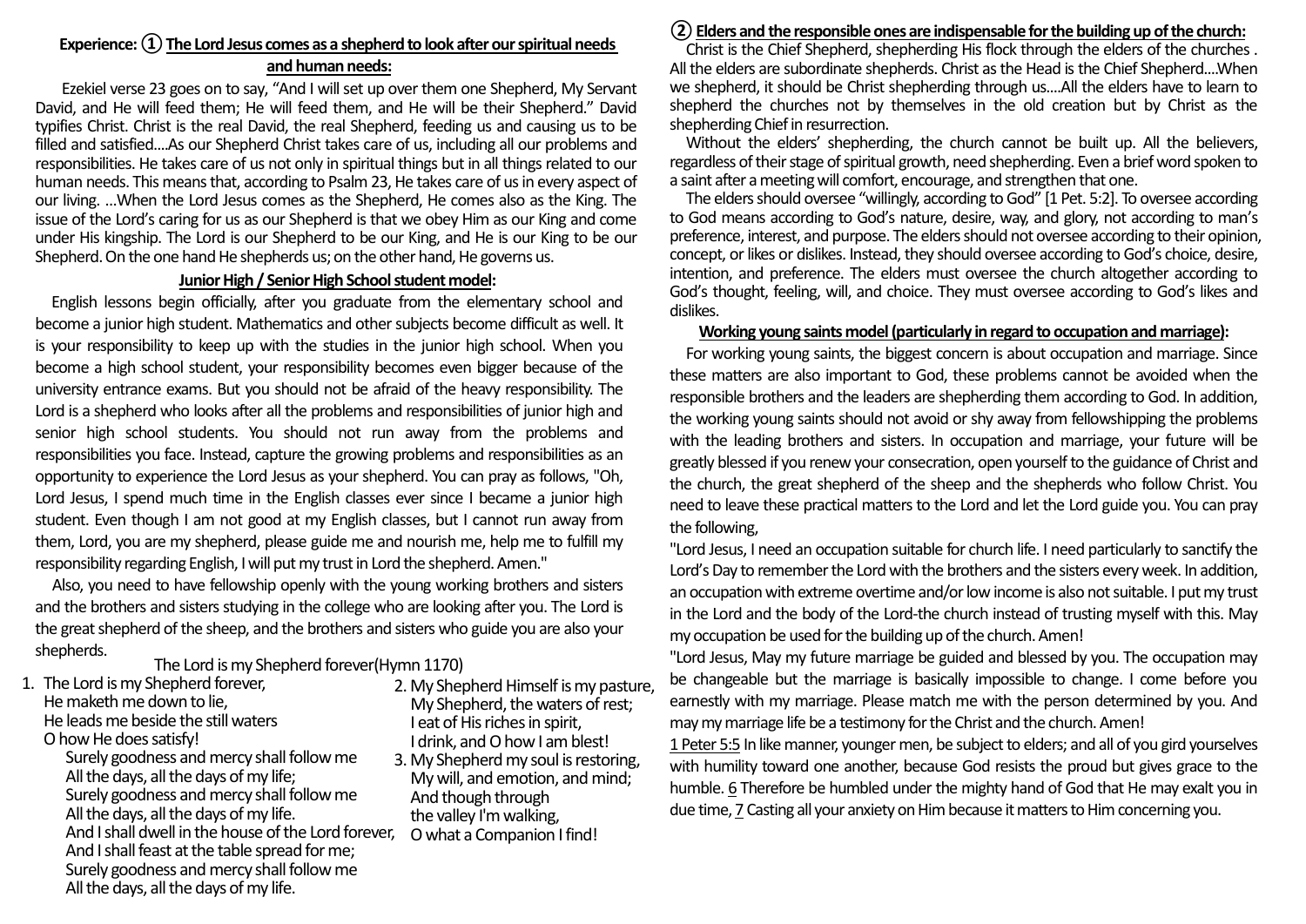### Experience: ① The Lord Jesus comes as a shepherd to look after our spiritual needs and human needs:

Ezekiel verse 23 goes on to say, "And I will set up over them one Shepherd, My Servant David, and He will feed them; He will feed them, and He will be their Shepherd." David typifies Christ. Christ is the real David, the real Shepherd, feeding us and causing us to be filled and satisfied....As our Shepherd Christ takes care of us, including all our problems and responsibilities. He takes care of us not only in spiritual things but in all things related to our human needs. This means that, according to Psalm 23, He takes care of us in every aspect of our living. ...When the Lord Jesus comes as the Shepherd, He comes also as the King. The issue of the Lord's caring for us as our Shepherd is that we obey Him as our King and come under His kingship. The Lord is our Shepherd to be our King, and He is our King to be our Shepherd. On the one hand He shepherds us; on the other hand, He governs us.

**Junior High / Senior High School student model:**

English lessons begin officially, after you graduate from the elementary school and become a junior high student. Mathematics and other subjects become difficult as well. It is your responsibility to keep up with the studies in the junior high school. When you become a high school student, your responsibility becomes even bigger because of the university entrance exams. But you should not be afraid of the heavy responsibility. The Lord is a shepherd who looks after all the problems and responsibilities of junior high and senior high school students. You should not run away from the problems and responsibilities you face. Instead, capture the growing problems and responsibilities as an opportunity to experience the Lord Jesus as your shepherd. You can pray as follows, "Oh, Lord Jesus, I spend much time in the English classes ever since I became a junior high student. Even though I am not good at my English classes, but I cannot run away from them, Lord, you are my shepherd, please guide me and nourish me, help me to fulfill my responsibility regarding English, I will put my trust in Lord the shepherd. Amen."

Also, you need to have fellowship openly with the young working brothers and sisters and the brothers and sisters studying in the college who are looking after you. The Lord is the great shepherd of the sheep, and the brothers and sisters who guide you are also your shepherds.

The Lord is my Shepherd forever(Hymn 1170)

1. The Lord is my Shepherd forever,
He maketh me down to lie,
He leads me beside the still waters
O how He does satisfy!
Surely goodness and mercy shall follow me
All the days, all the days of my life;
Surely goodness and mercy shall follow me
All the days, all the days of my life.
And I shall dwell in the house of the Lord forever,
And I shall feast at the table spread for me;
Surely goodness and mercy shall follow me
All the days, all the days of my life.

2. My Shepherd Himself is my pasture,
My Shepherd, the waters of rest;
I eat of His riches in spirit,
I drink, and O how I am blest!

3. My Shepherd my soul is restoring,
My will, and emotion, and mind;
And though through
the valley I'm walking,
O what a Companion I find!

### ② Elders and the responsible ones are indispensable for the building up of the church:

Christ is the Chief Shepherd, shepherding His flock through the elders of the churches . All the elders are subordinate shepherds. Christ as the Head is the Chief Shepherd....When we shepherd, it should be Christ shepherding through us....All the elders have to learn to shepherd the churches not by themselves in the old creation but by Christ as the shepherding Chief in resurrection.

Without the elders' shepherding, the church cannot be built up. All the believers, regardless of their stage of spiritual growth, need shepherding. Even a brief word spoken to a saint after a meeting will comfort, encourage, and strengthen that one.

The elders should oversee "willingly, according to God" [1 Pet. 5:2]. To oversee according to God means according to God's nature, desire, way, and glory, not according to man's preference, interest, and purpose. The elders should not oversee according to their opinion, concept, or likes or dislikes. Instead, they should oversee according to God's choice, desire, intention, and preference. The elders must oversee the church altogether according to God's thought, feeling, will, and choice. They must oversee according to God's likes and dislikes.

**Working young saints model (particularly in regard to occupation and marriage):**

For working young saints, the biggest concern is about occupation and marriage. Since these matters are also important to God, these problems cannot be avoided when the responsible brothers and the leaders are shepherding them according to God. In addition, the working young saints should not avoid or shy away from fellowshipping the problems with the leading brothers and sisters. In occupation and marriage, your future will be greatly blessed if you renew your consecration, open yourself to the guidance of Christ and the church, the great shepherd of the sheep and the shepherds who follow Christ. You need to leave these practical matters to the Lord and let the Lord guide you. You can pray the following,

"Lord Jesus, I need an occupation suitable for church life. I need particularly to sanctify the Lord's Day to remember the Lord with the brothers and the sisters every week. In addition, an occupation with extreme overtime and/or low income is also not suitable. I put my trust in the Lord and the body of the Lord-the church instead of trusting myself with this. May my occupation be used for the building up of the church. Amen!

"Lord Jesus, May my future marriage be guided and blessed by you. The occupation may be changeable but the marriage is basically impossible to change. I come before you earnestly with my marriage. Please match me with the person determined by you. And may my marriage life be a testimony for the Christ and the church. Amen!

1 Peter 5:5 In like manner, younger men, be subject to elders; and all of you gird yourselves with humility toward one another, because God resists the proud but gives grace to the humble. 6 Therefore be humbled under the mighty hand of God that He may exalt you in due time, 7 Casting all your anxiety on Him because it matters to Him concerning you.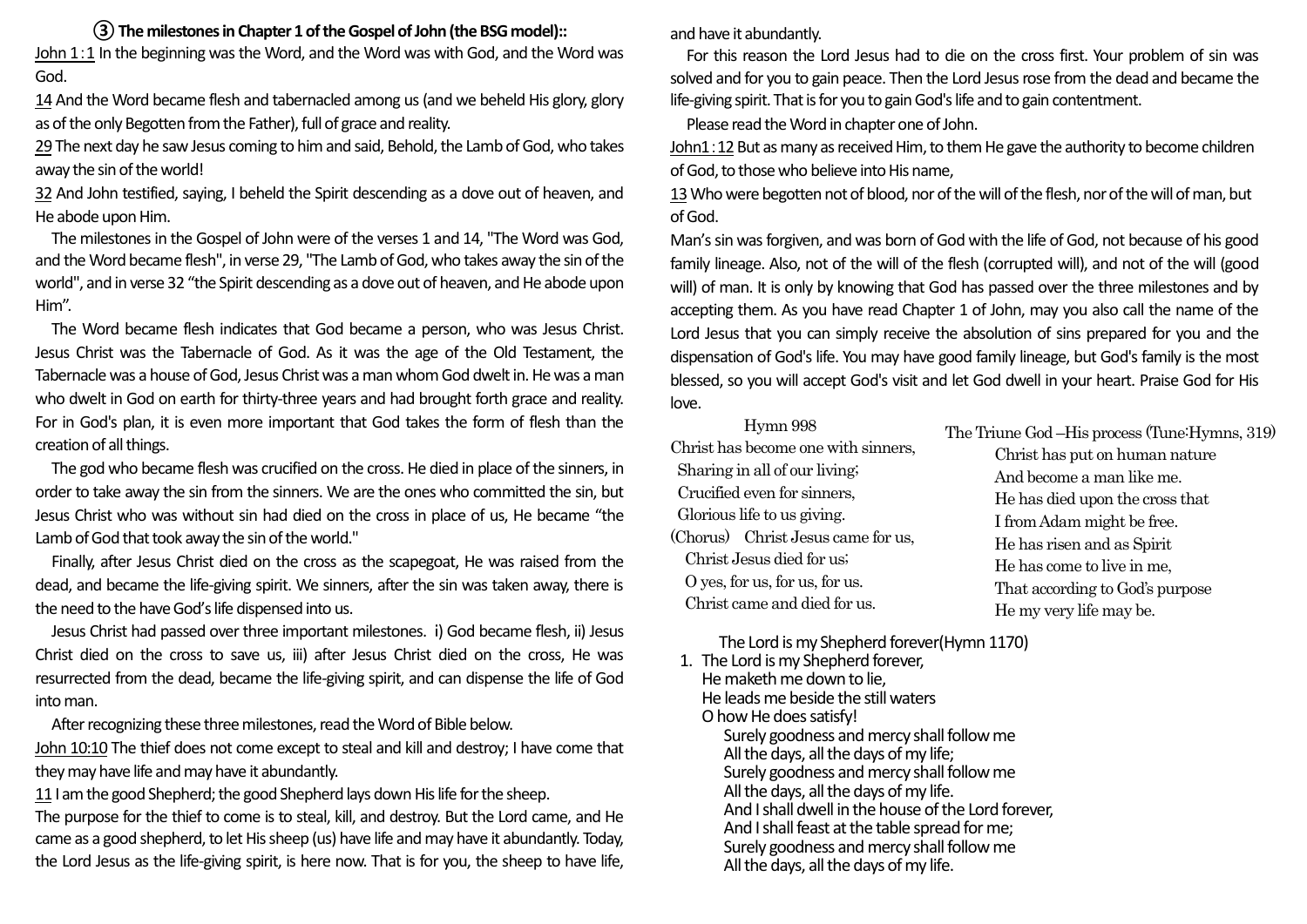### ③ The milestones in Chapter 1 of the Gospel of John (the BSG model)::

John 1:1 In the beginning was the Word, and the Word was with God, and the Word was God.

14 And the Word became flesh and tabernacled among us (and we beheld His glory, glory as of the only Begotten from the Father), full of grace and reality.

29 The next day he saw Jesus coming to him and said, Behold, the Lamb of God, who takes away the sin of the world!

32 And John testified, saying, I beheld the Spirit descending as a dove out of heaven, and He abode upon Him.

The milestones in the Gospel of John were of the verses 1 and 14, "The Word was God, and the Word became flesh", in verse 29, "The Lamb of God, who takes away the sin of the world", and in verse 32 "the Spirit descending as a dove out of heaven, and He abode upon Him".

The Word became flesh indicates that God became a person, who was Jesus Christ. Jesus Christ was the Tabernacle of God. As it was the age of the Old Testament, the Tabernacle was a house of God, Jesus Christ was a man whom God dwelt in. He was a man who dwelt in God on earth for thirty-three years and had brought forth grace and reality. For in God's plan, it is even more important that God takes the form of flesh than the creation of all things.

The god who became flesh was crucified on the cross. He died in place of the sinners, in order to take away the sin from the sinners. We are the ones who committed the sin, but Jesus Christ who was without sin had died on the cross in place of us, He became "the Lamb of God that took away the sin of the world."

Finally, after Jesus Christ died on the cross as the scapegoat, He was raised from the dead, and became the life-giving spirit. We sinners, after the sin was taken away, there is the need to the have God's life dispensed into us.

Jesus Christ had passed over three important milestones. i) God became flesh, ii) Jesus Christ died on the cross to save us, iii) after Jesus Christ died on the cross, He was resurrected from the dead, became the life-giving spirit, and can dispense the life of God into man.

After recognizing these three milestones, read the Word of Bible below.

John 10:10 The thief does not come except to steal and kill and destroy; I have come that they may have life and may have it abundantly.

11 I am the good Shepherd; the good Shepherd lays down His life for the sheep.

The purpose for the thief to come is to steal, kill, and destroy. But the Lord came, and He came as a good shepherd, to let His sheep (us) have life and may have it abundantly. Today, the Lord Jesus as the life-giving spirit, is here now. That is for you, the sheep to have life, and have it abundantly.

For this reason the Lord Jesus had to die on the cross first. Your problem of sin was solved and for you to gain peace. Then the Lord Jesus rose from the dead and became the life-giving spirit. That is for you to gain God's life and to gain contentment.

Please read the Word in chapter one of John.

John1:12 But as many as received Him, to them He gave the authority to become children of God, to those who believe into His name,

13 Who were begotten not of blood, nor of the will of the flesh, nor of the will of man, but of God.

Man's sin was forgiven, and was born of God with the life of God, not because of his good family lineage. Also, not of the will of the flesh (corrupted will), and not of the will (good will) of man. It is only by knowing that God has passed over the three milestones and by accepting them. As you have read Chapter 1 of John, may you also call the name of the Lord Jesus that you can simply receive the absolution of sins prepared for you and the dispensation of God's life. You may have good family lineage, but God's family is the most blessed, so you will accept God's visit and let God dwell in your heart. Praise God for His love.

**Hymn 998**

Christ has become one with sinners,
Sharing in all of our living;
Crucified even for sinners,
Glorious life to us giving.
(Chorus) Christ Jesus came for us,
Christ Jesus died for us;
O yes, for us, for us, for us.
Christ came and died for us.

**The Triune God –His process (Tune:Hymns, 319)**

Christ has put on human nature
And become a man like me.
He has died upon the cross that
I from Adam might be free.
He has risen and as Spirit
He has come to live in me,
That according to God's purpose
He my very life may be.

**The Lord is my Shepherd forever(Hymn 1170)**

1. The Lord is my Shepherd forever,
He maketh me down to lie,
He leads me beside the still waters
O how He does satisfy!
Surely goodness and mercy shall follow me
All the days, all the days of my life;
Surely goodness and mercy shall follow me
All the days, all the days of my life.
And I shall dwell in the house of the Lord forever,
And I shall feast at the table spread for me;
Surely goodness and mercy shall follow me
All the days, all the days of my life.